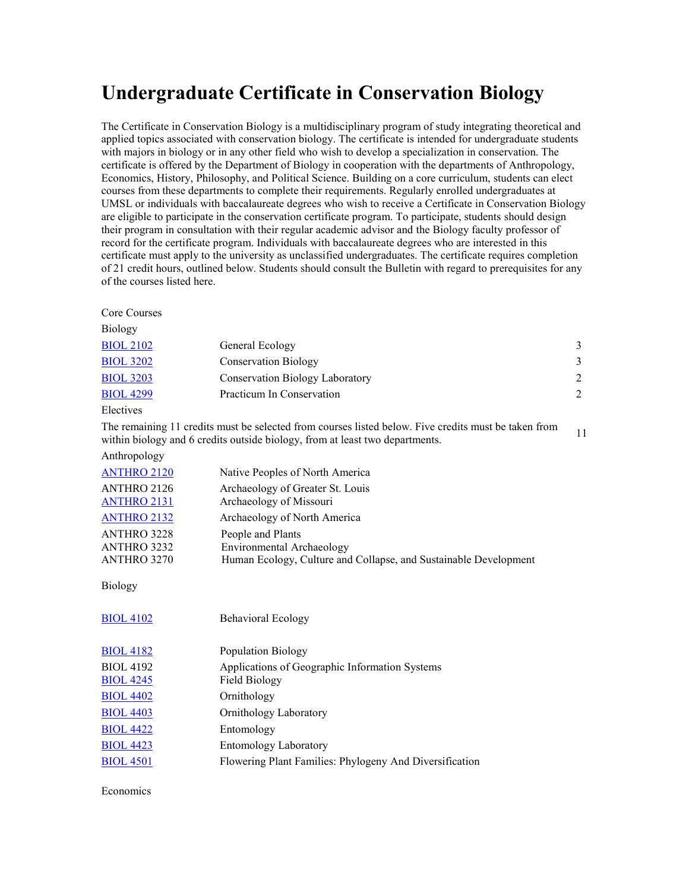# Undergraduate Certificate in Conservation Biology

The Certificate in Conservation Biology is a multidisciplinary program of study integrating theoretical and applied topics associated with conservation biology. The certificate is intended for undergraduate students with majors in biology or in any other field who wish to develop a specialization in conservation. The certificate is offered by the Department of Biology in cooperation with the departments of Anthropology, Economics, History, Philosophy, and Political Science. Building on a core curriculum, students can elect courses from these departments to complete their requirements. Regularly enrolled undergraduates at UMSL or individuals with baccalaureate degrees who wish to receive a Certificate in Conservation Biology are eligible to participate in the conservation certificate program. To participate, students should design their program in consultation with their regular academic advisor and the Biology faculty professor of record for the certificate program. Individuals with baccalaureate degrees who are interested in this certificate must apply to the university as unclassified undergraduates. The certificate requires completion of 21 credit hours, outlined below. Students should consult the Bulletin with regard to prerequisites for any of the courses listed here.

| | | |
|---|---|---|
| Core Courses | | |
| Biology | | |
| BIOL 2102 | General Ecology | 3 |
| BIOL 3202 | Conservation Biology | 3 |
| BIOL 3203 | Conservation Biology Laboratory | 2 |
| BIOL 4299 | Practicum In Conservation | 2 |
| Electives | | |
| The remaining 11 credits must be selected from courses listed below. Five credits must be taken from within biology and 6 credits outside biology, from at least two departments. | | 11 |
| Anthropology | | |
| ANTHRO 2120 | Native Peoples of North America | |
| ANTHRO 2126 | Archaeology of Greater St. Louis | |
| ANTHRO 2131 | Archaeology of Missouri | |
| ANTHRO 2132 | Archaeology of North America | |
| ANTHRO 3228 | People and Plants | |
| ANTHRO 3232 | Environmental Archaeology | |
| ANTHRO 3270 | Human Ecology, Culture and Collapse, and Sustainable Development | |
| Biology | | |
| BIOL 4102 | Behavioral Ecology | |
| BIOL 4182 | Population Biology | |
| BIOL 4192 | Applications of Geographic Information Systems | |
| BIOL 4245 | Field Biology | |
| BIOL 4402 | Ornithology | |
| BIOL 4403 | Ornithology Laboratory | |
| BIOL 4422 | Entomology | |
| BIOL 4423 | Entomology Laboratory | |
| BIOL 4501 | Flowering Plant Families: Phylogeny And Diversification | |
| Economics | | |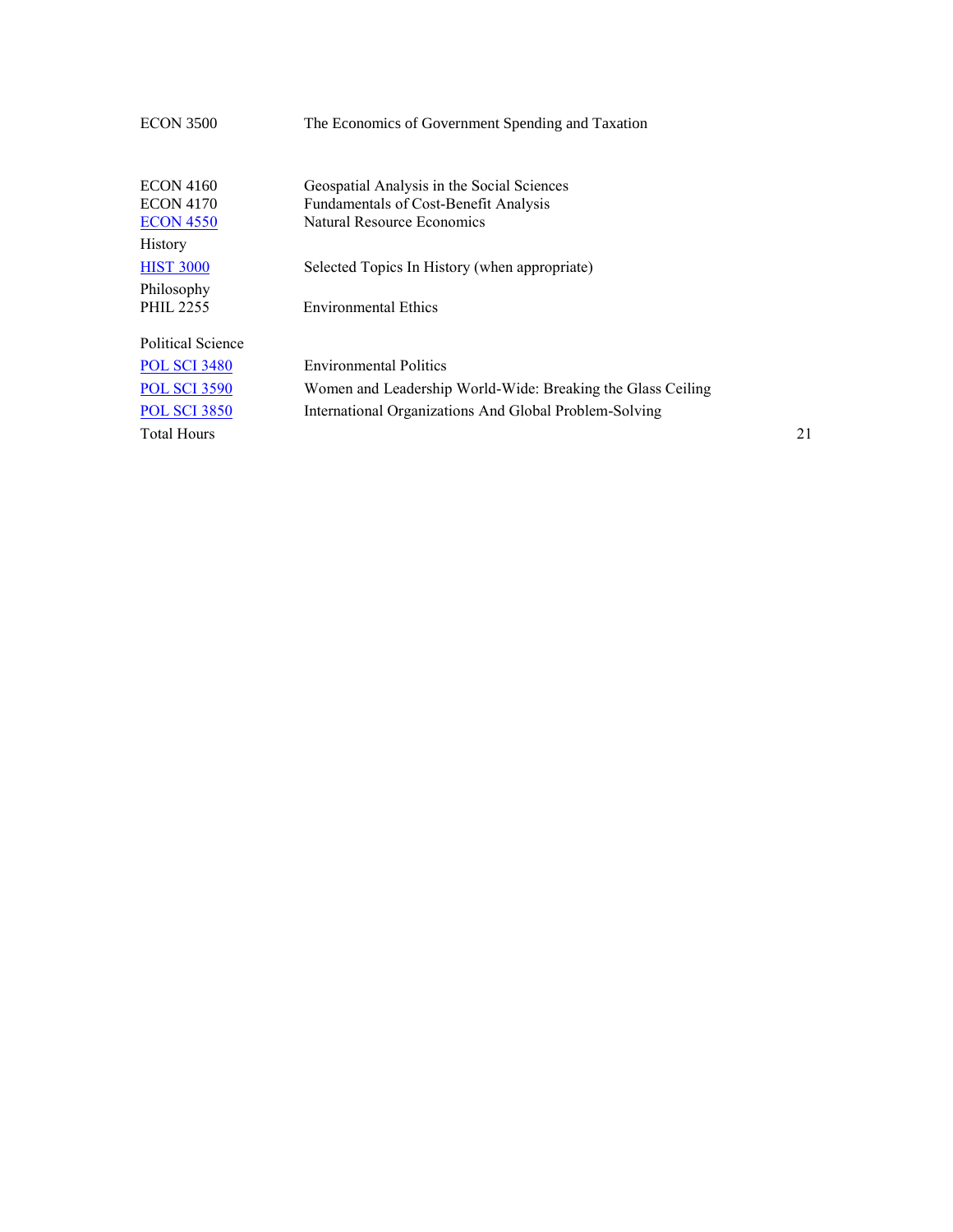| | | |
|---|---|---|
| ECON 3500 | The Economics of Government Spending and Taxation | |
| ECON 4160 | Geospatial Analysis in the Social Sciences | |
| ECON 4170 | Fundamentals of Cost-Benefit Analysis | |
| ECON 4550 | Natural Resource Economics | |
| History | | |
| HIST 3000 | Selected Topics In History (when appropriate) | |
| Philosophy | | |
| PHIL 2255 | Environmental Ethics | |
| Political Science | | |
| POL SCI 3480 | Environmental Politics | |
| POL SCI 3590 | Women and Leadership World-Wide: Breaking the Glass Ceiling | |
| POL SCI 3850 | International Organizations And Global Problem-Solving | |
| Total Hours | | 21 |